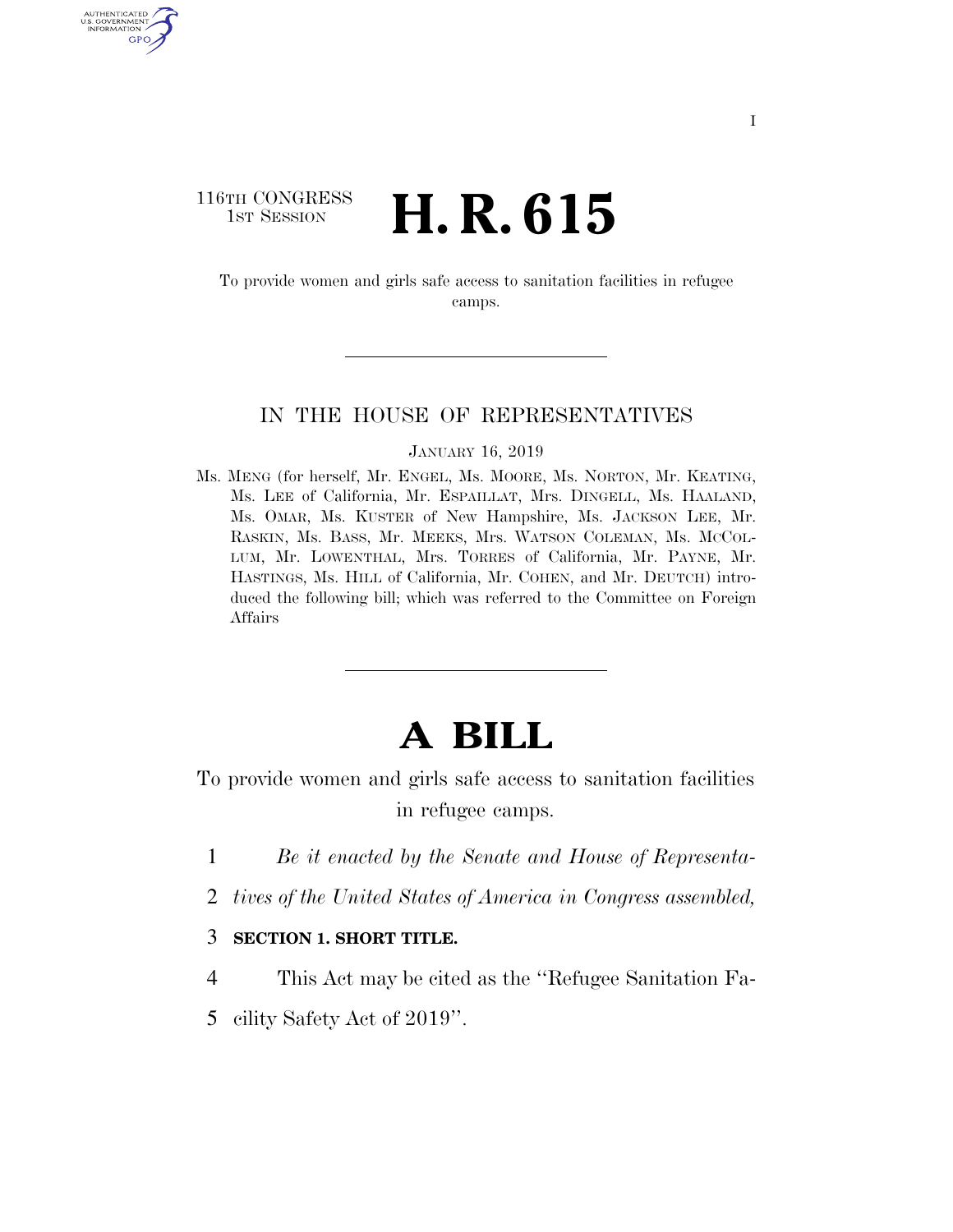116TH CONGRESS
1ST SESSION

# H. R. 615

To provide women and girls safe access to sanitation facilities in refugee camps.

IN THE HOUSE OF REPRESENTATIVES

JANUARY 16, 2019

Ms. MENG (for herself, Mr. ENGEL, Ms. MOORE, Ms. NORTON, Mr. KEATING, Ms. LEE of California, Mr. ESPAILLAT, Mrs. DINGELL, Ms. HAALAND, Ms. OMAR, Ms. KUSTER of New Hampshire, Ms. JACKSON LEE, Mr. RASKIN, Ms. BASS, Mr. MEEKS, Mrs. WATSON COLEMAN, Ms. MCCOLLUM, Mr. LOWENTHAL, Mrs. TORRES of California, Mr. PAYNE, Mr. HASTINGS, Ms. HILL of California, Mr. COHEN, and Mr. DEUTCH) introduced the following bill; which was referred to the Committee on Foreign Affairs

# A BILL

To provide women and girls safe access to sanitation facilities in refugee camps.

1 *Be it enacted by the Senate and House of Representa-*
2 *tives of the United States of America in Congress assembled,*

3 **SECTION 1. SHORT TITLE.**

4 This Act may be cited as the ''Refugee Sanitation Fa-
5 cility Safety Act of 2019''.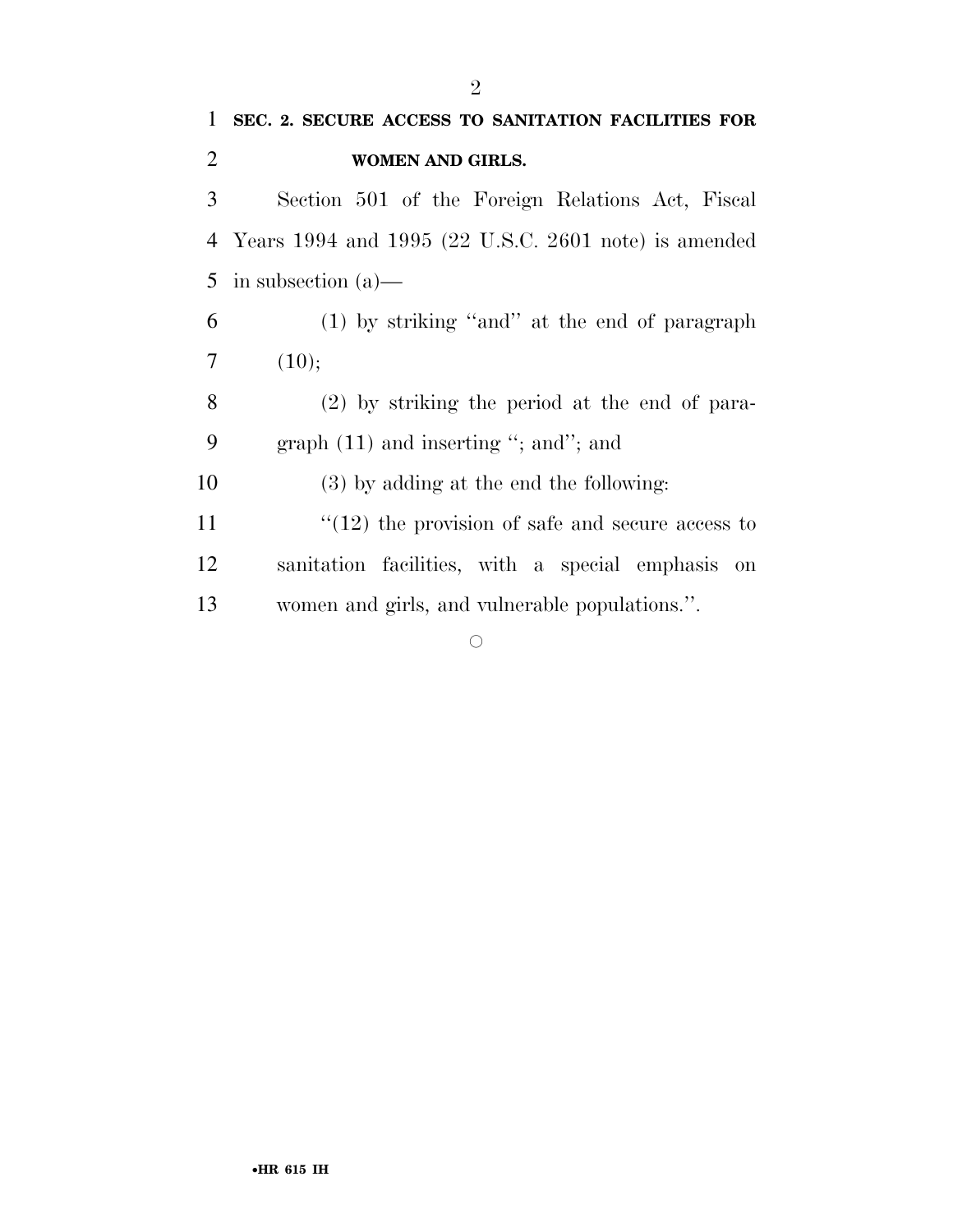**SEC. 2. SECURE ACCESS TO SANITATION FACILITIES FOR WOMEN AND GIRLS.**

Section 501 of the Foreign Relations Act, Fiscal Years 1994 and 1995 (22 U.S.C. 2601 note) is amended in subsection (a)—

(1) by striking "and" at the end of paragraph (10);

(2) by striking the period at the end of paragraph (11) and inserting "; and"; and

(3) by adding at the end the following:

"(12) the provision of safe and secure access to sanitation facilities, with a special emphasis on women and girls, and vulnerable populations.".

○